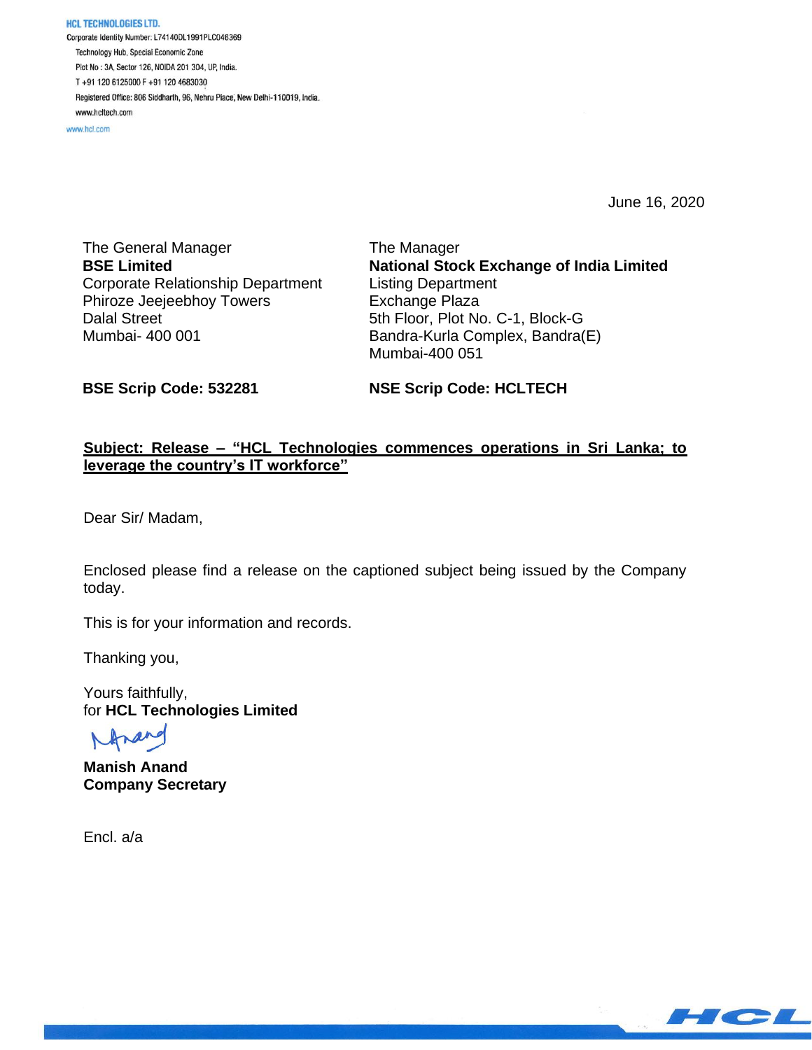**HCL TECHNOLOGIES LTD.**
Corporate Identity Number: L74140DL1991PLC046369
Technology Hub, Special Economic Zone
Plot No : 3A, Sector 126, NOIDA 201 304, UP, India.
T +91 120 6125000 F +91 120 4683030
Registered Office: 806 Siddharth, 96, Nehru Place, New Delhi-110019, India.
www.hcltech.com
www.hcl.com

June 16, 2020

The General Manager
**BSE Limited**
Corporate Relationship Department
Phiroze Jeejeebhoy Towers
Dalal Street
Mumbai- 400 001

The Manager
**National Stock Exchange of India Limited**
Listing Department
Exchange Plaza
5th Floor, Plot No. C-1, Block-G
Bandra-Kurla Complex, Bandra(E)
Mumbai-400 051

**BSE Scrip Code: 532281**

**NSE Scrip Code: HCLTECH**

**Subject: Release – "HCL Technologies commences operations in Sri Lanka; to leverage the country's IT workforce"**

Dear Sir/ Madam,

Enclosed please find a release on the captioned subject being issued by the Company today.

This is for your information and records.

Thanking you,

Yours faithfully,
for **HCL Technologies Limited**

**Manish Anand**
**Company Secretary**

Encl. a/a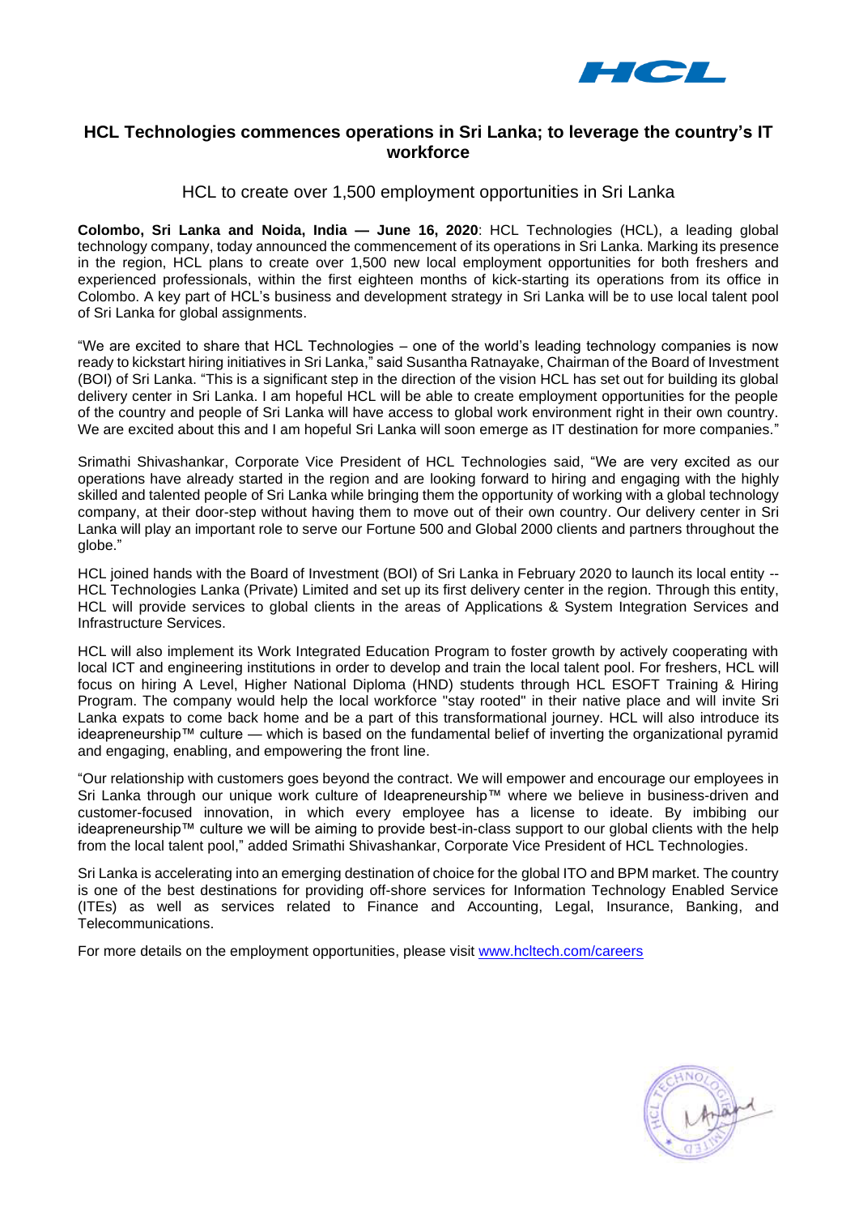## HCL Technologies commences operations in Sri Lanka; to leverage the country's IT workforce

### HCL to create over 1,500 employment opportunities in Sri Lanka

**Colombo, Sri Lanka and Noida, India — June 16, 2020**: HCL Technologies (HCL), a leading global technology company, today announced the commencement of its operations in Sri Lanka. Marking its presence in the region, HCL plans to create over 1,500 new local employment opportunities for both freshers and experienced professionals, within the first eighteen months of kick-starting its operations from its office in Colombo. A key part of HCL's business and development strategy in Sri Lanka will be to use local talent pool of Sri Lanka for global assignments.

"We are excited to share that HCL Technologies – one of the world's leading technology companies is now ready to kickstart hiring initiatives in Sri Lanka," said Susantha Ratnayake, Chairman of the Board of Investment (BOI) of Sri Lanka. "This is a significant step in the direction of the vision HCL has set out for building its global delivery center in Sri Lanka. I am hopeful HCL will be able to create employment opportunities for the people of the country and people of Sri Lanka will have access to global work environment right in their own country. We are excited about this and I am hopeful Sri Lanka will soon emerge as IT destination for more companies."

Srimathi Shivashankar, Corporate Vice President of HCL Technologies said, "We are very excited as our operations have already started in the region and are looking forward to hiring and engaging with the highly skilled and talented people of Sri Lanka while bringing them the opportunity of working with a global technology company, at their door-step without having them to move out of their own country. Our delivery center in Sri Lanka will play an important role to serve our Fortune 500 and Global 2000 clients and partners throughout the globe."

HCL joined hands with the Board of Investment (BOI) of Sri Lanka in February 2020 to launch its local entity -- HCL Technologies Lanka (Private) Limited and set up its first delivery center in the region. Through this entity, HCL will provide services to global clients in the areas of Applications & System Integration Services and Infrastructure Services.

HCL will also implement its Work Integrated Education Program to foster growth by actively cooperating with local ICT and engineering institutions in order to develop and train the local talent pool. For freshers, HCL will focus on hiring A Level, Higher National Diploma (HND) students through HCL ESOFT Training & Hiring Program. The company would help the local workforce "stay rooted" in their native place and will invite Sri Lanka expats to come back home and be a part of this transformational journey. HCL will also introduce its ideapreneurship™ culture — which is based on the fundamental belief of inverting the organizational pyramid and engaging, enabling, and empowering the front line.

"Our relationship with customers goes beyond the contract. We will empower and encourage our employees in Sri Lanka through our unique work culture of Ideapreneurship™ where we believe in business-driven and customer-focused innovation, in which every employee has a license to ideate. By imbibing our ideapreneurship™ culture we will be aiming to provide best-in-class support to our global clients with the help from the local talent pool," added Srimathi Shivashankar, Corporate Vice President of HCL Technologies.

Sri Lanka is accelerating into an emerging destination of choice for the global ITO and BPM market. The country is one of the best destinations for providing off-shore services for Information Technology Enabled Service (ITEs) as well as services related to Finance and Accounting, Legal, Insurance, Banking, and Telecommunications.

For more details on the employment opportunities, please visit www.hcltech.com/careers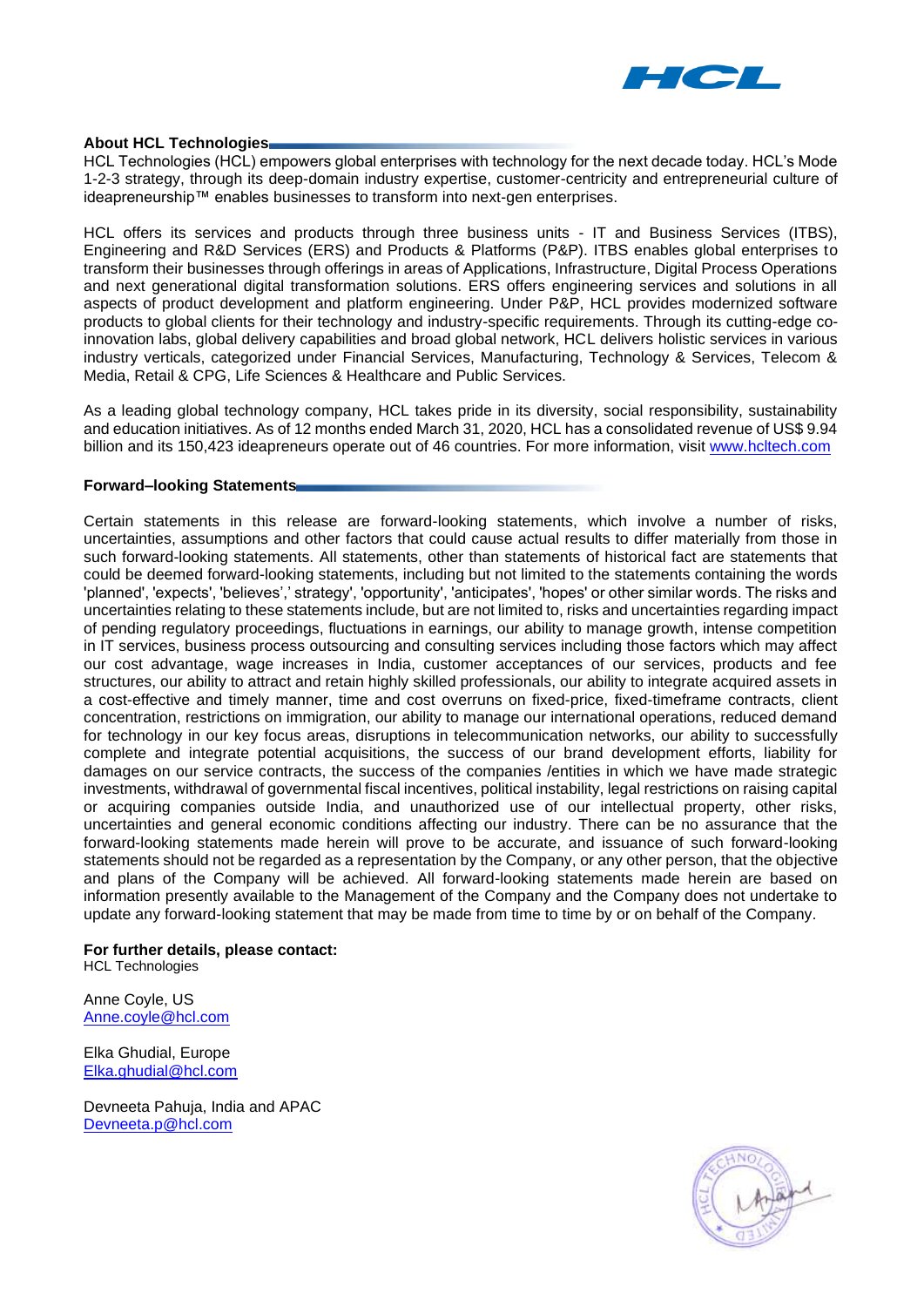**About HCL Technologies**

HCL Technologies (HCL) empowers global enterprises with technology for the next decade today. HCL's Mode 1-2-3 strategy, through its deep-domain industry expertise, customer-centricity and entrepreneurial culture of ideapreneurship™ enables businesses to transform into next-gen enterprises.

HCL offers its services and products through three business units - IT and Business Services (ITBS), Engineering and R&D Services (ERS) and Products & Platforms (P&P). ITBS enables global enterprises to transform their businesses through offerings in areas of Applications, Infrastructure, Digital Process Operations and next generational digital transformation solutions. ERS offers engineering services and solutions in all aspects of product development and platform engineering. Under P&P, HCL provides modernized software products to global clients for their technology and industry-specific requirements. Through its cutting-edge co-innovation labs, global delivery capabilities and broad global network, HCL delivers holistic services in various industry verticals, categorized under Financial Services, Manufacturing, Technology & Services, Telecom & Media, Retail & CPG, Life Sciences & Healthcare and Public Services.

As a leading global technology company, HCL takes pride in its diversity, social responsibility, sustainability and education initiatives. As of 12 months ended March 31, 2020, HCL has a consolidated revenue of US$ 9.94 billion and its 150,423 ideapreneurs operate out of 46 countries. For more information, visit www.hcltech.com

**Forward–looking Statements**

Certain statements in this release are forward-looking statements, which involve a number of risks, uncertainties, assumptions and other factors that could cause actual results to differ materially from those in such forward-looking statements. All statements, other than statements of historical fact are statements that could be deemed forward-looking statements, including but not limited to the statements containing the words 'planned', 'expects', 'believes',' strategy', 'opportunity', 'anticipates', 'hopes' or other similar words. The risks and uncertainties relating to these statements include, but are not limited to, risks and uncertainties regarding impact of pending regulatory proceedings, fluctuations in earnings, our ability to manage growth, intense competition in IT services, business process outsourcing and consulting services including those factors which may affect our cost advantage, wage increases in India, customer acceptances of our services, products and fee structures, our ability to attract and retain highly skilled professionals, our ability to integrate acquired assets in a cost-effective and timely manner, time and cost overruns on fixed-price, fixed-timeframe contracts, client concentration, restrictions on immigration, our ability to manage our international operations, reduced demand for technology in our key focus areas, disruptions in telecommunication networks, our ability to successfully complete and integrate potential acquisitions, the success of our brand development efforts, liability for damages on our service contracts, the success of the companies /entities in which we have made strategic investments, withdrawal of governmental fiscal incentives, political instability, legal restrictions on raising capital or acquiring companies outside India, and unauthorized use of our intellectual property, other risks, uncertainties and general economic conditions affecting our industry. There can be no assurance that the forward-looking statements made herein will prove to be accurate, and issuance of such forward-looking statements should not be regarded as a representation by the Company, or any other person, that the objective and plans of the Company will be achieved. All forward-looking statements made herein are based on information presently available to the Management of the Company and the Company does not undertake to update any forward-looking statement that may be made from time to time by or on behalf of the Company.

**For further details, please contact:**
HCL Technologies

Anne Coyle, US
Anne.coyle@hcl.com

Elka Ghudial, Europe
Elka.ghudial@hcl.com

Devneeta Pahuja, India and APAC
Devneeta.p@hcl.com